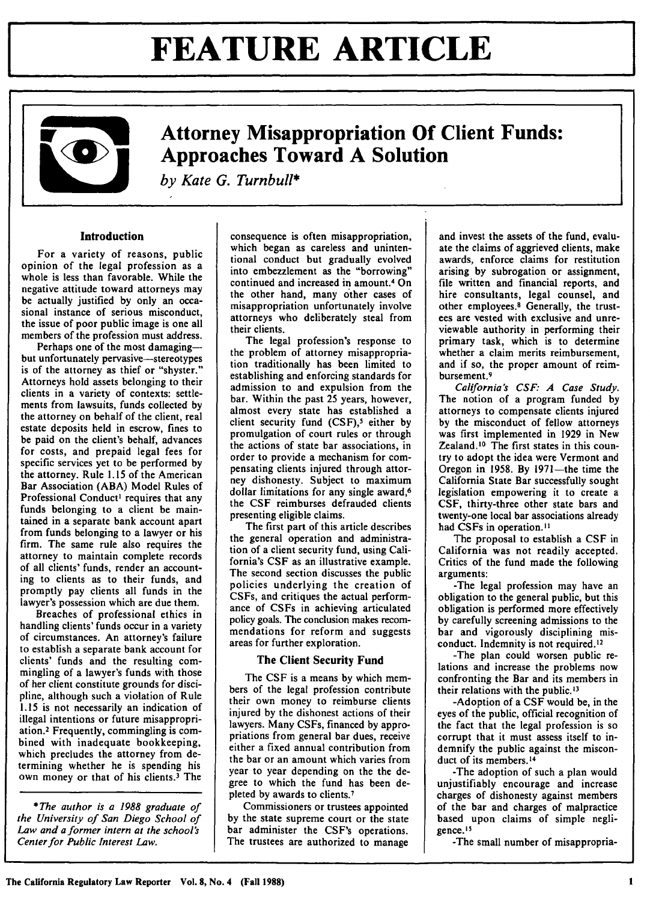# FEATURE ARTICLE

## Attorney Misappropriation Of Client Funds: Approaches Toward A Solution

*by Kate G. Turnbull**

### Introduction

For a variety of reasons, public opinion of the legal profession as a whole is less than favorable. While the negative attitude toward attorneys may be actually justified by only an occasional instance of serious misconduct, the issue of poor public image is one all members of the profession must address.

Perhaps one of the most damaging—but unfortunately pervasive—stereotypes is of the attorney as thief or "shyster." Attorneys hold assets belonging to their clients in a variety of contexts: settlements from lawsuits, funds collected by the attorney on behalf of the client, real estate deposits held in escrow, fines to be paid on the client's behalf, advances for costs, and prepaid legal fees for specific services yet to be performed by the attorney. Rule 1.15 of the American Bar Association (ABA) Model Rules of Professional Conduct[1] requires that any funds belonging to a client be maintained in a separate bank account apart from funds belonging to a lawyer or his firm. The same rule also requires the attorney to maintain complete records of all clients' funds, render an accounting to clients as to their funds, and promptly pay clients all funds in the lawyer's possession which are due them.

Breaches of professional ethics in handling clients' funds occur in a variety of circumstances. An attorney's failure to establish a separate bank account for clients' funds and the resulting commingling of a lawyer's funds with those of her client constitute grounds for discipline, although such a violation of Rule 1.15 is not necessarily an indication of illegal intentions or future misappropriation.[2] Frequently, commingling is combined with inadequate bookkeeping, which precludes the attorney from determining whether he is spending his own money or that of his clients.[3] The consequence is often misappropriation, which began as careless and unintentional conduct but gradually evolved into embezzlement as the "borrowing" continued and increased in amount.[4] On the other hand, many other cases of misappropriation unfortunately involve attorneys who deliberately steal from their clients.

The legal profession's response to the problem of attorney misappropriation traditionally has been limited to establishing and enforcing standards for admission to and expulsion from the bar. Within the past 25 years, however, almost every state has established a client security fund (CSF),[5] either by promulgation of court rules or through the actions of state bar associations, in order to provide a mechanism for compensating clients injured through attorney dishonesty. Subject to maximum dollar limitations for any single award,[6] the CSF reimburses defrauded clients presenting eligible claims.

The first part of this article describes the general operation and administration of a client security fund, using California's CSF as an illustrative example. The second section discusses the public policies underlying the creation of CSFs, and critiques the actual performance of CSFs in achieving articulated policy goals. The conclusion makes recommendations for reform and suggests areas for further exploration.

### The Client Security Fund

The CSF is a means by which members of the legal profession contribute their own money to reimburse clients injured by the dishonest actions of their lawyers. Many CSFs, financed by appropriations from general bar dues, receive either a fixed annual contribution from the bar or an amount which varies from year to year depending on the the degree to which the fund has been depleted by awards to clients.[7]

Commissioners or trustees appointed by the state supreme court or the state bar administer the CSF's operations. The trustees are authorized to manage and invest the assets of the fund, evaluate the claims of aggrieved clients, make awards, enforce claims for restitution arising by subrogation or assignment, file written and financial reports, and hire consultants, legal counsel, and other employees.[8] Generally, the trustees are vested with exclusive and unreviewable authority in performing their primary task, which is to determine whether a claim merits reimbursement, and if so, the proper amount of reimbursement.[9]

*California's CSF: A Case Study.* The notion of a program funded by attorneys to compensate clients injured by the misconduct of fellow attorneys was first implemented in 1929 in New Zealand.[10] The first states in this country to adopt the idea were Vermont and Oregon in 1958. By 1971—the time the California State Bar successfully sought legislation empowering it to create a CSF, thirty-three other state bars and twenty-one local bar associations already had CSFs in operation.[11]

The proposal to establish a CSF in California was not readily accepted. Critics of the fund made the following arguments:

-The legal profession may have an obligation to the general public, but this obligation is performed more effectively by carefully screening admissions to the bar and vigorously disciplining misconduct. Indemnity is not required.[12]

-The plan could worsen public relations and increase the problems now confronting the Bar and its members in their relations with the public.[13]

-Adoption of a CSF would be, in the eyes of the public, official recognition of the fact that the legal profession is so corrupt that it must assess itself to indemnify the public against the misconduct of its members.[14]

-The adoption of such a plan would unjustifiably encourage and increase charges of dishonesty against members of the bar and charges of malpractice based upon claims of simple negligence.[15]

-The small number of misappropria-

*\*The author is a 1988 graduate of the University of San Diego School of Law and a former intern at the school's Center for Public Interest Law.*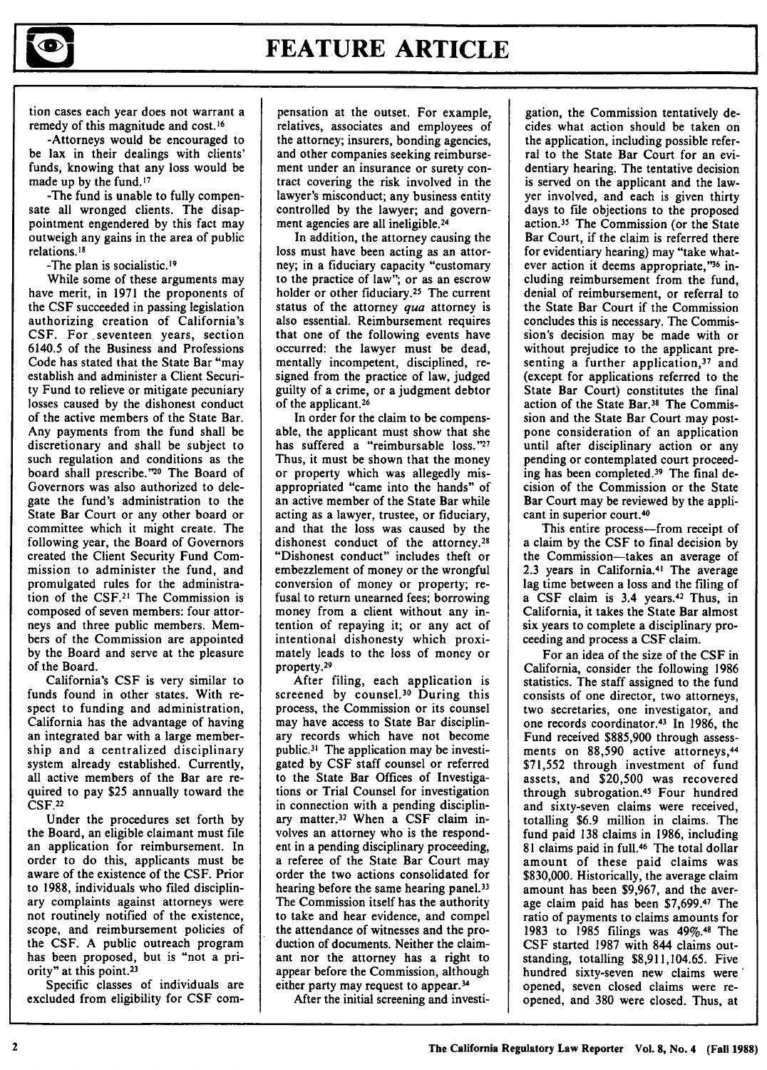tion cases each year does not warrant a remedy of this magnitude and cost.[16]

-Attorneys would be encouraged to be lax in their dealings with clients' funds, knowing that any loss would be made up by the fund.[17]

-The fund is unable to fully compensate all wronged clients. The disappointment engendered by this fact may outweigh any gains in the area of public relations.[18]

-The plan is socialistic.[19]

While some of these arguments may have merit, in 1971 the proponents of the CSF succeeded in passing legislation authorizing creation of California's CSF. For seventeen years, section 6140.5 of the Business and Professions Code has stated that the State Bar "may establish and administer a Client Security Fund to relieve or mitigate pecuniary losses caused by the dishonest conduct of the active members of the State Bar. Any payments from the fund shall be discretionary and shall be subject to such regulation and conditions as the board shall prescribe."[20] The Board of Governors was also authorized to delegate the fund's administration to the State Bar Court or any other board or committee which it might create. The following year, the Board of Governors created the Client Security Fund Commission to administer the fund, and promulgated rules for the administration of the CSF.[21] The Commission is composed of seven members: four attorneys and three public members. Members of the Commission are appointed by the Board and serve at the pleasure of the Board.

California's CSF is very similar to funds found in other states. With respect to funding and administration, California has the advantage of having an integrated bar with a large membership and a centralized disciplinary system already established. Currently, all active members of the Bar are required to pay $25 annually toward the CSF.[22]

Under the procedures set forth by the Board, an eligible claimant must file an application for reimbursement. In order to do this, applicants must be aware of the existence of the CSF. Prior to 1988, individuals who filed disciplinary complaints against attorneys were not routinely notified of the existence, scope, and reimbursement policies of the CSF. A public outreach program has been proposed, but is "not a priority" at this point.[23]

Specific classes of individuals are excluded from eligibility for CSF compensation at the outset. For example, relatives, associates and employees of the attorney; insurers, bonding agencies, and other companies seeking reimbursement under an insurance or surety contract covering the risk involved in the lawyer's misconduct; any business entity controlled by the lawyer; and government agencies are all ineligible.[24]

In addition, the attorney causing the loss must have been acting as an attorney; in a fiduciary capacity "customary to the practice of law"; or as an escrow holder or other fiduciary.[25] The current status of the attorney *qua* attorney is also essential. Reimbursement requires that one of the following events have occurred: the lawyer must be dead, mentally incompetent, disciplined, resigned from the practice of law, judged guilty of a crime, or a judgment debtor of the applicant.[26]

In order for the claim to be compensable, the applicant must show that she has suffered a "reimbursable loss."[27] Thus, it must be shown that the money or property which was allegedly misappropriated "came into the hands" of an active member of the State Bar while acting as a lawyer, trustee, or fiduciary, and that the loss was caused by the dishonest conduct of the attorney.[28] "Dishonest conduct" includes theft or embezzlement of money or the wrongful conversion of money or property; refusal to return unearned fees; borrowing money from a client without any intention of repaying it; or any act of intentional dishonesty which proximately leads to the loss of money or property.[29]

After filing, each application is screened by counsel.[30] During this process, the Commission or its counsel may have access to State Bar disciplinary records which have not become public.[31] The application may be investigated by CSF staff counsel or referred to the State Bar Offices of Investigations or Trial Counsel for investigation in connection with a pending disciplinary matter.[32] When a CSF claim involves an attorney who is the respondent in a pending disciplinary proceeding, a referee of the State Bar Court may order the two actions consolidated for hearing before the same hearing panel.[33] The Commission itself has the authority to take and hear evidence, and compel the attendance of witnesses and the production of documents. Neither the claimant nor the attorney has a right to appear before the Commission, although either party may request to appear.[34]

After the initial screening and investigation, the Commission tentatively decides what action should be taken on the application, including possible referral to the State Bar Court for an evidentiary hearing. The tentative decision is served on the applicant and the lawyer involved, and each is given thirty days to file objections to the proposed action.[35] The Commission (or the State Bar Court, if the claim is referred there for evidentiary hearing) may "take whatever action it deems appropriate,"[36] including reimbursement from the fund, denial of reimbursement, or referral to the State Bar Court if the Commission concludes this is necessary. The Commission's decision may be made with or without prejudice to the applicant presenting a further application,[37] and (except for applications referred to the State Bar Court) constitutes the final action of the State Bar.[38] The Commission and the State Bar Court may postpone consideration of an application until after disciplinary action or any pending or contemplated court proceeding has been completed.[39] The final decision of the Commission or the State Bar Court may be reviewed by the applicant in superior court.[40]

This entire process—from receipt of a claim by the CSF to final decision by the Commission—takes an average of 2.3 years in California.[41] The average lag time between a loss and the filing of a CSF claim is 3.4 years.[42] Thus, in California, it takes the State Bar almost six years to complete a disciplinary proceeding and process a CSF claim.

For an idea of the size of the CSF in California, consider the following 1986 statistics. The staff assigned to the fund consists of one director, two attorneys, two secretaries, one investigator, and one records coordinator.[43] In 1986, the Fund received $885,900 through assessments on 88,590 active attorneys,[44] $71,552 through investment of fund assets, and $20,500 was recovered through subrogation.[45] Four hundred and sixty-seven claims were received, totalling $6.9 million in claims. The fund paid 138 claims in 1986, including 81 claims paid in full.[46] The total dollar amount of these paid claims was $830,000. Historically, the average claim amount has been $9,967, and the average claim paid has been $7,699.[47] The ratio of payments to claims amounts for 1983 to 1985 filings was 49%.[48] The CSF started 1987 with 844 claims outstanding, totalling $8,911,104.65. Five hundred sixty-seven new claims were opened, seven closed claims were reopened, and 380 were closed. Thus, at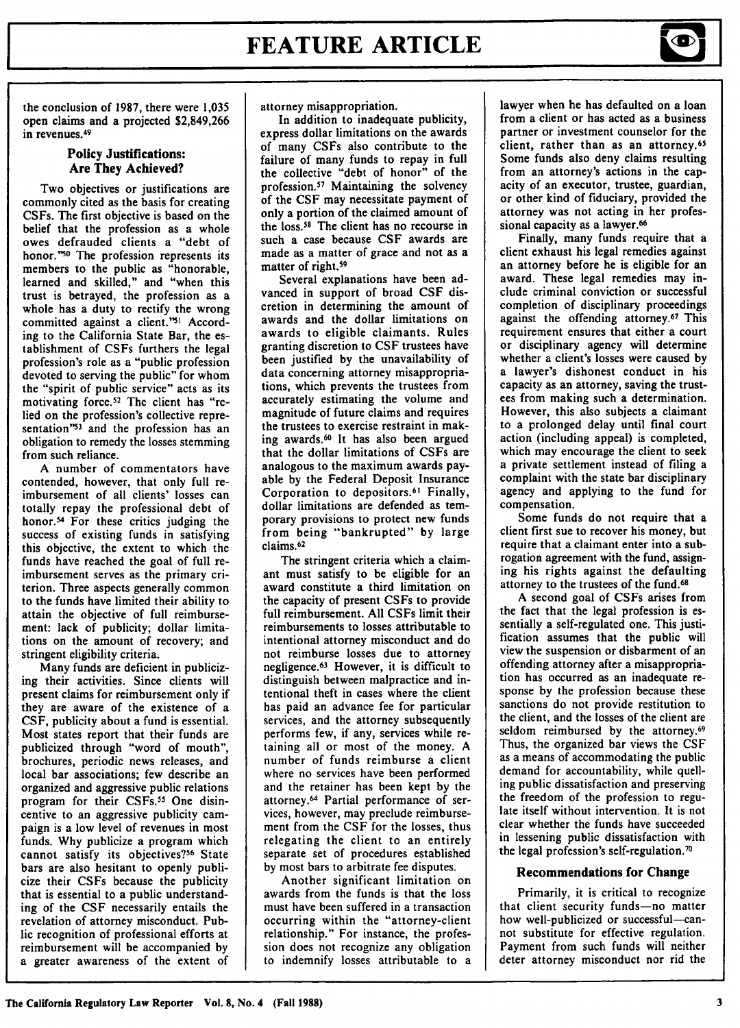the conclusion of 1987, there were 1,035 open claims and a projected $2,849,266 in revenues.[49]

### Policy Justifications: Are They Achieved?

Two objectives or justifications are commonly cited as the basis for creating CSFs. The first objective is based on the belief that the profession as a whole owes defrauded clients a "debt of honor."[50] The profession represents its members to the public as "honorable, learned and skilled," and "when this trust is betrayed, the profession as a whole has a duty to rectify the wrong committed against a client."[51] According to the California State Bar, the establishment of CSFs furthers the legal profession's role as a "public profession devoted to serving the public" for whom the "spirit of public service" acts as its motivating force.[52] The client has "relied on the profession's collective representation"[53] and the profession has an obligation to remedy the losses stemming from such reliance.

A number of commentators have contended, however, that only full reimbursement of all clients' losses can totally repay the professional debt of honor.[54] For these critics judging the success of existing funds in satisfying this objective, the extent to which the funds have reached the goal of full reimbursement serves as the primary criterion. Three aspects generally common to the funds have limited their ability to attain the objective of full reimbursement: lack of publicity; dollar limitations on the amount of recovery; and stringent eligibility criteria.

Many funds are deficient in publicizing their activities. Since clients will present claims for reimbursement only if they are aware of the existence of a CSF, publicity about a fund is essential. Most states report that their funds are publicized through "word of mouth", brochures, periodic news releases, and local bar associations; few describe an organized and aggressive public relations program for their CSFs.[55] One disincentive to an aggressive publicity campaign is a low level of revenues in most funds. Why publicize a program which cannot satisfy its objectives?[56] State bars are also hesitant to openly publicize their CSFs because the publicity that is essential to a public understanding of the CSF necessarily entails the revelation of attorney misconduct. Public recognition of professional efforts at reimbursement will be accompanied by a greater awareness of the extent of attorney misappropriation.

In addition to inadequate publicity, express dollar limitations on the awards of many CSFs also contribute to the failure of many funds to repay in full the collective "debt of honor" of the profession.[57] Maintaining the solvency of the CSF may necessitate payment of only a portion of the claimed amount of the loss.[58] The client has no recourse in such a case because CSF awards are made as a matter of grace and not as a matter of right.[59]

Several explanations have been advanced in support of broad CSF discretion in determining the amount of awards and the dollar limitations on awards to eligible claimants. Rules granting discretion to CSF trustees have been justified by the unavailability of data concerning attorney misappropriations, which prevents the trustees from accurately estimating the volume and magnitude of future claims and requires the trustees to exercise restraint in making awards.[60] It has also been argued that the dollar limitations of CSFs are analogous to the maximum awards payable by the Federal Deposit Insurance Corporation to depositors.[61] Finally, dollar limitations are defended as temporary provisions to protect new funds from being "bankrupted" by large claims.[62]

The stringent criteria which a claimant must satisfy to be eligible for an award constitute a third limitation on the capacity of present CSFs to provide full reimbursement. All CSFs limit their reimbursements to losses attributable to intentional attorney misconduct and do not reimburse losses due to attorney negligence.[63] However, it is difficult to distinguish between malpractice and intentional theft in cases where the client has paid an advance fee for particular services, and the attorney subsequently performs few, if any, services while retaining all or most of the money. A number of funds reimburse a client where no services have been performed and the retainer has been kept by the attorney.[64] Partial performance of services, however, may preclude reimbursement from the CSF for the losses, thus relegating the client to an entirely separate set of procedures established by most bars to arbitrate fee disputes.

Another significant limitation on awards from the funds is that the loss must have been suffered in a transaction occurring within the "attorney-client relationship." For instance, the profession does not recognize any obligation to indemnify losses attributable to a lawyer when he has defaulted on a loan from a client or has acted as a business partner or investment counselor for the client, rather than as an attorney.[65] Some funds also deny claims resulting from an attorney's actions in the capacity of an executor, trustee, guardian, or other kind of fiduciary, provided the attorney was not acting in her professional capacity as a lawyer.[66]

Finally, many funds require that a client exhaust his legal remedies against an attorney before he is eligible for an award. These legal remedies may include criminal conviction or successful completion of disciplinary proceedings against the offending attorney.[67] This requirement ensures that either a court or disciplinary agency will determine whether a client's losses were caused by a lawyer's dishonest conduct in his capacity as an attorney, saving the trustees from making such a determination. However, this also subjects a claimant to a prolonged delay until final court action (including appeal) is completed, which may encourage the client to seek a private settlement instead of filing a complaint with the state bar disciplinary agency and applying to the fund for compensation.

Some funds do not require that a client first sue to recover his money, but require that a claimant enter into a subrogation agreement with the fund, assigning his rights against the defaulting attorney to the trustees of the fund.[68]

A second goal of CSFs arises from the fact that the legal profession is essentially a self-regulated one. This justification assumes that the public will view the suspension or disbarment of an offending attorney after a misappropriation has occurred as an inadequate response by the profession because these sanctions do not provide restitution to the client, and the losses of the client are seldom reimbursed by the attorney.[69] Thus, the organized bar views the CSF as a means of accommodating the public demand for accountability, while quelling public dissatisfaction and preserving the freedom of the profession to regulate itself without intervention. It is not clear whether the funds have succeeded in lessening public dissatisfaction with the legal profession's self-regulation.[70]

### Recommendations for Change

Primarily, it is critical to recognize that client security funds—no matter how well-publicized or successful—cannot substitute for effective regulation. Payment from such funds will neither deter attorney misconduct nor rid the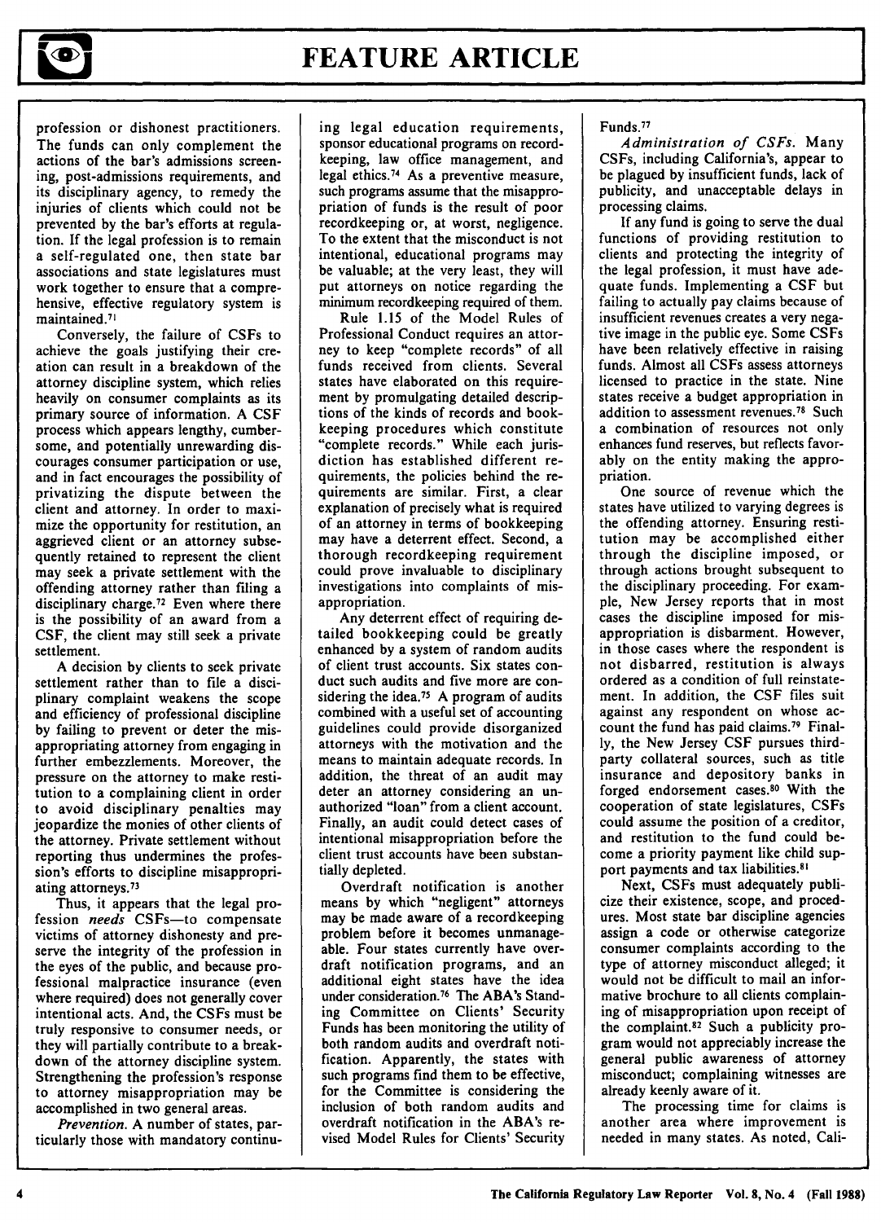profession or dishonest practitioners. The funds can only complement the actions of the bar's admissions screening, post-admissions requirements, and its disciplinary agency, to remedy the injuries of clients which could not be prevented by the bar's efforts at regulation. If the legal profession is to remain a self-regulated one, then state bar associations and state legislatures must work together to ensure that a comprehensive, effective regulatory system is maintained.[71]

Conversely, the failure of CSFs to achieve the goals justifying their creation can result in a breakdown of the attorney discipline system, which relies heavily on consumer complaints as its primary source of information. A CSF process which appears lengthy, cumbersome, and potentially unrewarding discourages consumer participation or use, and in fact encourages the possibility of privatizing the dispute between the client and attorney. In order to maximize the opportunity for restitution, an aggrieved client or an attorney subsequently retained to represent the client may seek a private settlement with the offending attorney rather than filing a disciplinary charge.[72] Even where there is the possibility of an award from a CSF, the client may still seek a private settlement.

A decision by clients to seek private settlement rather than to file a disciplinary complaint weakens the scope and efficiency of professional discipline by failing to prevent or deter the misappropriating attorney from engaging in further embezzlements. Moreover, the pressure on the attorney to make restitution to a complaining client in order to avoid disciplinary penalties may jeopardize the monies of other clients of the attorney. Private settlement without reporting thus undermines the profession's efforts to discipline misappropriating attorneys.[73]

Thus, it appears that the legal profession *needs* CSFs—to compensate victims of attorney dishonesty and preserve the integrity of the profession in the eyes of the public, and because professional malpractice insurance (even where required) does not generally cover intentional acts. And, the CSFs must be truly responsive to consumer needs, or they will partially contribute to a breakdown of the attorney discipline system. Strengthening the profession's response to attorney misappropriation may be accomplished in two general areas.

*Prevention.* A number of states, particularly those with mandatory continuing legal education requirements, sponsor educational programs on recordkeeping, law office management, and legal ethics.[74] As a preventive measure, such programs assume that the misappropriation of funds is the result of poor recordkeeping or, at worst, negligence. To the extent that the misconduct is not intentional, educational programs may be valuable; at the very least, they will put attorneys on notice regarding the minimum recordkeeping required of them.

Rule 1.15 of the Model Rules of Professional Conduct requires an attorney to keep "complete records" of all funds received from clients. Several states have elaborated on this requirement by promulgating detailed descriptions of the kinds of records and bookkeeping procedures which constitute "complete records." While each jurisdiction has established different requirements, the policies behind the requirements are similar. First, a clear explanation of precisely what is required of an attorney in terms of bookkeeping may have a deterrent effect. Second, a thorough recordkeeping requirement could prove invaluable to disciplinary investigations into complaints of misappropriation.

Any deterrent effect of requiring detailed bookkeeping could be greatly enhanced by a system of random audits of client trust accounts. Six states conduct such audits and five more are considering the idea.[75] A program of audits combined with a useful set of accounting guidelines could provide disorganized attorneys with the motivation and the means to maintain adequate records. In addition, the threat of an audit may deter an attorney considering an unauthorized "loan" from a client account. Finally, an audit could detect cases of intentional misappropriation before the client trust accounts have been substantially depleted.

Overdraft notification is another means by which "negligent" attorneys may be made aware of a recordkeeping problem before it becomes unmanageable. Four states currently have overdraft notification programs, and an additional eight states have the idea under consideration.[76] The ABA's Standing Committee on Clients' Security Funds has been monitoring the utility of both random audits and overdraft notification. Apparently, the states with such programs find them to be effective, for the Committee is considering the inclusion of both random audits and overdraft notification in the ABA's revised Model Rules for Clients' Security Funds.[77]

*Administration of CSFs.* Many CSFs, including California's, appear to be plagued by insufficient funds, lack of publicity, and unacceptable delays in processing claims.

If any fund is going to serve the dual functions of providing restitution to clients and protecting the integrity of the legal profession, it must have adequate funds. Implementing a CSF but failing to actually pay claims because of insufficient revenues creates a very negative image in the public eye. Some CSFs have been relatively effective in raising funds. Almost all CSFs assess attorneys licensed to practice in the state. Nine states receive a budget appropriation in addition to assessment revenues.[78] Such a combination of resources not only enhances fund reserves, but reflects favorably on the entity making the appropriation.

One source of revenue which the states have utilized to varying degrees is the offending attorney. Ensuring restitution may be accomplished either through the discipline imposed, or through actions brought subsequent to the disciplinary proceeding. For example, New Jersey reports that in most cases the discipline imposed for misappropriation is disbarment. However, in those cases where the respondent is not disbarred, restitution is always ordered as a condition of full reinstatement. In addition, the CSF files suit against any respondent on whose account the fund has paid claims.[79] Finally, the New Jersey CSF pursues third-party collateral sources, such as title insurance and depository banks in forged endorsement cases.[80] With the cooperation of state legislatures, CSFs could assume the position of a creditor, and restitution to the fund could become a priority payment like child support payments and tax liabilities.[81]

Next, CSFs must adequately publicize their existence, scope, and procedures. Most state bar discipline agencies assign a code or otherwise categorize consumer complaints according to the type of attorney misconduct alleged; it would not be difficult to mail an informative brochure to all clients complaining of misappropriation upon receipt of the complaint.[82] Such a publicity program would not appreciably increase the general public awareness of attorney misconduct; complaining witnesses are already keenly aware of it.

The processing time for claims is another area where improvement is needed in many states. As noted, Cali-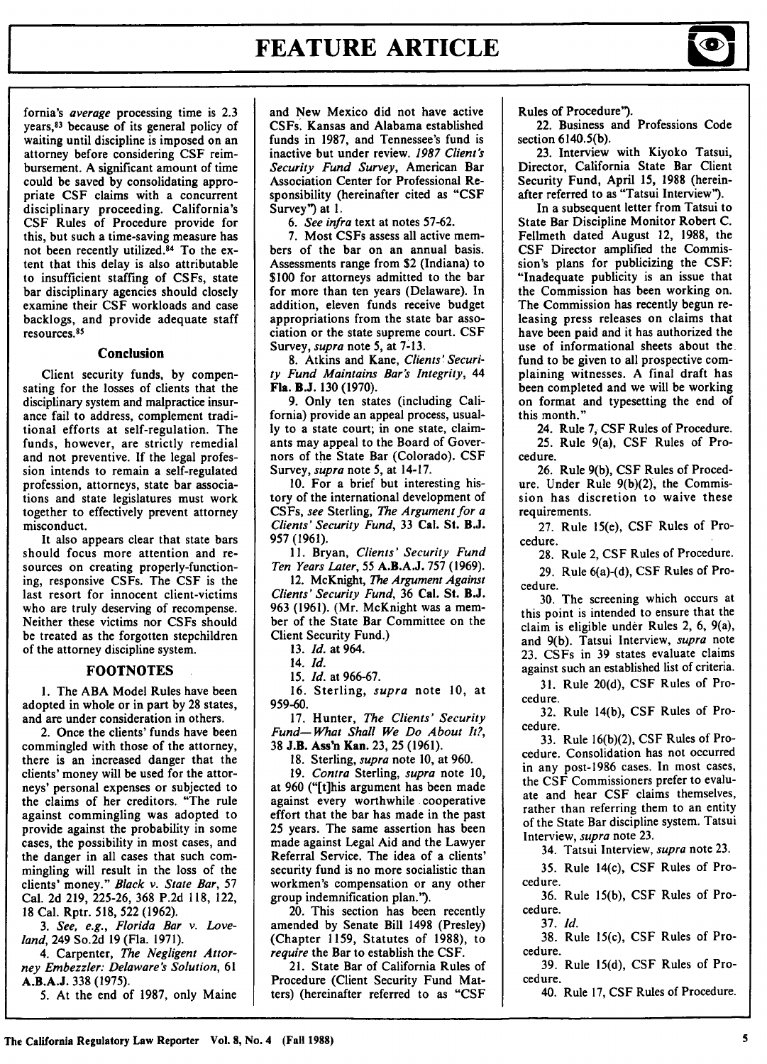fornia's *average* processing time is 2.3 years,[83] because of its general policy of waiting until discipline is imposed on an attorney before considering CSF reimbursement. A significant amount of time could be saved by consolidating appropriate CSF claims with a concurrent disciplinary proceeding. California's CSF Rules of Procedure provide for this, but such a time-saving measure has not been recently utilized.[84] To the extent that this delay is also attributable to insufficient staffing of CSFs, state bar disciplinary agencies should closely examine their CSF workloads and case backlogs, and provide adequate staff resources.[85]

### Conclusion

Client security funds, by compensating for the losses of clients that the disciplinary system and malpractice insurance fail to address, complement traditional efforts at self-regulation. The funds, however, are strictly remedial and not preventive. If the legal profession intends to remain a self-regulated profession, attorneys, state bar associations and state legislatures must work together to effectively prevent attorney misconduct.

It also appears clear that state bars should focus more attention and resources on creating properly-functioning, responsive CSFs. The CSF is the last resort for innocent client-victims who are truly deserving of recompense. Neither these victims nor CSFs should be treated as the forgotten stepchildren of the attorney discipline system.

### FOOTNOTES

1. The ABA Model Rules have been adopted in whole or in part by 28 states, and are under consideration in others.

2. Once the clients' funds have been commingled with those of the attorney, there is an increased danger that the clients' money will be used for the attorneys' personal expenses or subjected to the claims of her creditors. "The rule against commingling was adopted to provide against the probability in some cases, the possibility in most cases, and the danger in all cases that such commingling will result in the loss of the clients' money." *Black v. State Bar*, 57 Cal. 2d 219, 225-26, 368 P.2d 118, 122, 18 Cal. Rptr. 518, 522 (1962).

3. *See, e.g., Florida Bar v. Loveland*, 249 So.2d 19 (Fla. 1971).

4. Carpenter, *The Negligent Attorney Embezzler: Delaware's Solution*, 61 **A.B.A.J.** 338 (1975).

5. At the end of 1987, only Maine and New Mexico did not have active CSFs. Kansas and Alabama established funds in 1987, and Tennessee's fund is inactive but under review. *1987 Client's Security Fund Survey*, American Bar Association Center for Professional Responsibility (hereinafter cited as "CSF Survey") at 1.

6. *See infra* text at notes 57-62.

7. Most CSFs assess all active members of the bar on an annual basis. Assessments range from $2 (Indiana) to $100 for attorneys admitted to the bar for more than ten years (Delaware). In addition, eleven funds receive budget appropriations from the state bar association or the state supreme court. CSF Survey, *supra* note 5, at 7-13.

8. Atkins and Kane, *Clients' Security Fund Maintains Bar's Integrity*, 44 **Fla. B.J.** 130 (1970).

9. Only ten states (including California) provide an appeal process, usually to a state court; in one state, claimants may appeal to the Board of Governors of the State Bar (Colorado). CSF Survey, *supra* note 5, at 14-17.

10. For a brief but interesting history of the international development of CSFs, *see* Sterling, *The Argument for a Clients' Security Fund*, 33 **Cal. St. B.J.** 957 (1961).

11. Bryan, *Clients' Security Fund Ten Years Later*, 55 **A.B.A.J.** 757 (1969).

12. McKnight, *The Argument Against Clients' Security Fund*, 36 **Cal. St. B.J.** 963 (1961). (Mr. McKnight was a member of the State Bar Committee on the Client Security Fund.)

13. *Id.* at 964.

14. *Id.*

15. *Id.* at 966-67.

16. Sterling, *supra* note 10, at 959-60.

17. Hunter, *The Clients' Security Fund—What Shall We Do About It?*, 38 **J.B. Ass'n Kan.** 23, 25 (1961).

18. Sterling, *supra* note 10, at 960.

19. *Contra* Sterling, *supra* note 10, at 960 ("[t]his argument has been made against every worthwhile cooperative effort that the bar has made in the past 25 years. The same assertion has been made against Legal Aid and the Lawyer Referral Service. The idea of a clients' security fund is no more socialistic than workmen's compensation or any other group indemnification plan.").

20. This section has been recently amended by Senate Bill 1498 (Presley) (Chapter 1159, Statutes of 1988), to *require* the Bar to establish the CSF.

21. State Bar of California Rules of Procedure (Client Security Fund Matters) (hereinafter referred to as "CSF Rules of Procedure").

22. Business and Professions Code section 6140.5(b).

23. Interview with Kiyoko Tatsui, Director, California State Bar Client Security Fund, April 15, 1988 (hereinafter referred to as "Tatsui Interview").

In a subsequent letter from Tatsui to State Bar Discipline Monitor Robert C. Fellmeth dated August 12, 1988, the CSF Director amplified the Commission's plans for publicizing the CSF: "Inadequate publicity is an issue that the Commission has been working on. The Commission has recently begun releasing press releases on claims that have been paid and it has authorized the use of informational sheets about the fund to be given to all prospective complaining witnesses. A final draft has been completed and we will be working on format and typesetting the end of this month."

24. Rule 7, CSF Rules of Procedure.

25. Rule 9(a), CSF Rules of Procedure.

26. Rule 9(b), CSF Rules of Procedure. Under Rule 9(b)(2), the Commission has discretion to waive these requirements.

27. Rule 15(e), CSF Rules of Procedure.

28. Rule 2, CSF Rules of Procedure.

29. Rule 6(a)-(d), CSF Rules of Procedure.

30. The screening which occurs at this point is intended to ensure that the claim is eligible under Rules 2, 6, 9(a), and 9(b). Tatsui Interview, *supra* note 23. CSFs in 39 states evaluate claims against such an established list of criteria.

31. Rule 20(d), CSF Rules of Procedure.

32. Rule 14(b), CSF Rules of Procedure.

33. Rule 16(b)(2), CSF Rules of Procedure. Consolidation has not occurred in any post-1986 cases. In most cases, the CSF Commissioners prefer to evaluate and hear CSF claims themselves, rather than referring them to an entity of the State Bar discipline system. Tatsui Interview, *supra* note 23.

34. Tatsui Interview, *supra* note 23.

35. Rule 14(c), CSF Rules of Procedure.

36. Rule 15(b), CSF Rules of Procedure.

37. *Id.*

38. Rule 15(c), CSF Rules of Procedure.

39. Rule 15(d), CSF Rules of Procedure.

40. Rule 17, CSF Rules of Procedure.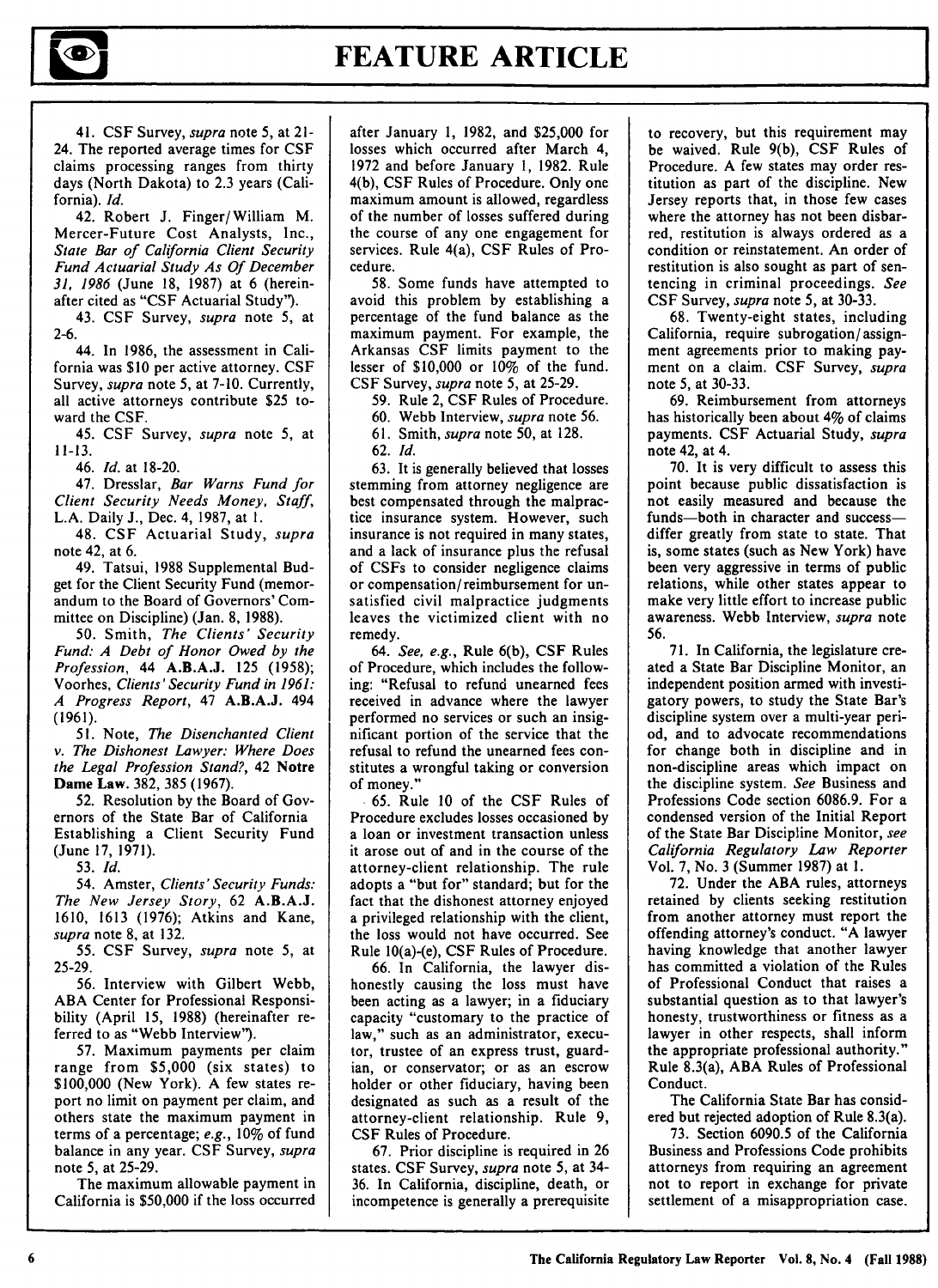41. CSF Survey, *supra* note 5, at 21-24. The reported average times for CSF claims processing ranges from thirty days (North Dakota) to 2.3 years (California). *Id.*

42. Robert J. Finger/William M. Mercer-Future Cost Analysts, Inc., *State Bar of California Client Security Fund Actuarial Study As Of December 31, 1986* (June 18, 1987) at 6 (hereinafter cited as "CSF Actuarial Study").

43. CSF Survey, *supra* note 5, at 2-6.

44. In 1986, the assessment in California was $10 per active attorney. CSF Survey, *supra* note 5, at 7-10. Currently, all active attorneys contribute $25 toward the CSF.

45. CSF Survey, *supra* note 5, at 11-13.

46. *Id.* at 18-20.

47. Dresslar, *Bar Warns Fund for Client Security Needs Money, Staff*, L.A. Daily J., Dec. 4, 1987, at 1.

48. CSF Actuarial Study, *supra* note 42, at 6.

49. Tatsui, 1988 Supplemental Budget for the Client Security Fund (memorandum to the Board of Governors' Committee on Discipline) (Jan. 8, 1988).

50. Smith, *The Clients' Security Fund: A Debt of Honor Owed by the Profession*, 44 **A.B.A.J.** 125 (1958); Voorhes, *Clients' Security Fund in 1961: A Progress Report*, 47 **A.B.A.J.** 494 (1961).

51. Note, *The Disenchanted Client v. The Dishonest Lawyer: Where Does the Legal Profession Stand?*, 42 **Notre Dame Law.** 382, 385 (1967).

52. Resolution by the Board of Governors of the State Bar of California Establishing a Client Security Fund (June 17, 1971).

53. *Id.*

54. Amster, *Clients' Security Funds: The New Jersey Story*, 62 **A.B.A.J.** 1610, 1613 (1976); Atkins and Kane, *supra* note 8, at 132.

55. CSF Survey, *supra* note 5, at 25-29.

56. Interview with Gilbert Webb, ABA Center for Professional Responsibility (April 15, 1988) (hereinafter referred to as "Webb Interview").

57. Maximum payments per claim range from $5,000 (six states) to $100,000 (New York). A few states report no limit on payment per claim, and others state the maximum payment in terms of a percentage; *e.g.*, 10% of fund balance in any year. CSF Survey, *supra* note 5, at 25-29.

The maximum allowable payment in California is $50,000 if the loss occurred after January 1, 1982, and $25,000 for losses which occurred after March 4, 1972 and before January 1, 1982. Rule 4(b), CSF Rules of Procedure. Only one maximum amount is allowed, regardless of the number of losses suffered during the course of any one engagement for services. Rule 4(a), CSF Rules of Procedure.

58. Some funds have attempted to avoid this problem by establishing a percentage of the fund balance as the maximum payment. For example, the Arkansas CSF limits payment to the lesser of $10,000 or 10% of the fund. CSF Survey, *supra* note 5, at 25-29.

59. Rule 2, CSF Rules of Procedure.

60. Webb Interview, *supra* note 56.

61. Smith, *supra* note 50, at 128.

62. *Id.*

63. It is generally believed that losses stemming from attorney negligence are best compensated through the malpractice insurance system. However, such insurance is not required in many states, and a lack of insurance plus the refusal of CSFs to consider negligence claims or compensation/reimbursement for unsatisfied civil malpractice judgments leaves the victimized client with no remedy.

64. *See, e.g.*, Rule 6(b), CSF Rules of Procedure, which includes the following: "Refusal to refund unearned fees received in advance where the lawyer performed no services or such an insignificant portion of the service that the refusal to refund the unearned fees constitutes a wrongful taking or conversion of money."

65. Rule 10 of the CSF Rules of Procedure excludes losses occasioned by a loan or investment transaction unless it arose out of and in the course of the attorney-client relationship. The rule adopts a "but for" standard; but for the fact that the dishonest attorney enjoyed a privileged relationship with the client, the loss would not have occurred. See Rule 10(a)-(e), CSF Rules of Procedure.

66. In California, the lawyer dishonestly causing the loss must have been acting as a lawyer; in a fiduciary capacity "customary to the practice of law," such as an administrator, executor, trustee of an express trust, guardian, or conservator; or as an escrow holder or other fiduciary, having been designated as such as a result of the attorney-client relationship. Rule 9, CSF Rules of Procedure.

67. Prior discipline is required in 26 states. CSF Survey, *supra* note 5, at 34-36. In California, discipline, death, or incompetence is generally a prerequisite to recovery, but this requirement may be waived. Rule 9(b), CSF Rules of Procedure. A few states may order restitution as part of the discipline. New Jersey reports that, in those few cases where the attorney has not been disbarred, restitution is always ordered as a condition or reinstatement. An order of restitution is also sought as part of sentencing in criminal proceedings. *See* CSF Survey, *supra* note 5, at 30-33.

68. Twenty-eight states, including California, require subrogation/assignment agreements prior to making payment on a claim. CSF Survey, *supra* note 5, at 30-33.

69. Reimbursement from attorneys has historically been about 4% of claims payments. CSF Actuarial Study, *supra* note 42, at 4.

70. It is very difficult to assess this point because public dissatisfaction is not easily measured and because the funds—both in character and success—differ greatly from state to state. That is, some states (such as New York) have been very aggressive in terms of public relations, while other states appear to make very little effort to increase public awareness. Webb Interview, *supra* note 56.

71. In California, the legislature created a State Bar Discipline Monitor, an independent position armed with investigatory powers, to study the State Bar's discipline system over a multi-year period, and to advocate recommendations for change both in discipline and in non-discipline areas which impact on the discipline system. *See* Business and Professions Code section 6086.9. For a condensed version of the Initial Report of the State Bar Discipline Monitor, *see California Regulatory Law Reporter* Vol. 7, No. 3 (Summer 1987) at 1.

72. Under the ABA rules, attorneys retained by clients seeking restitution from another attorney must report the offending attorney's conduct. "A lawyer having knowledge that another lawyer has committed a violation of the Rules of Professional Conduct that raises a substantial question as to that lawyer's honesty, trustworthiness or fitness as a lawyer in other respects, shall inform the appropriate professional authority." Rule 8.3(a), ABA Rules of Professional Conduct.

The California State Bar has considered but rejected adoption of Rule 8.3(a).

73. Section 6090.5 of the California Business and Professions Code prohibits attorneys from requiring an agreement not to report in exchange for private settlement of a misappropriation case.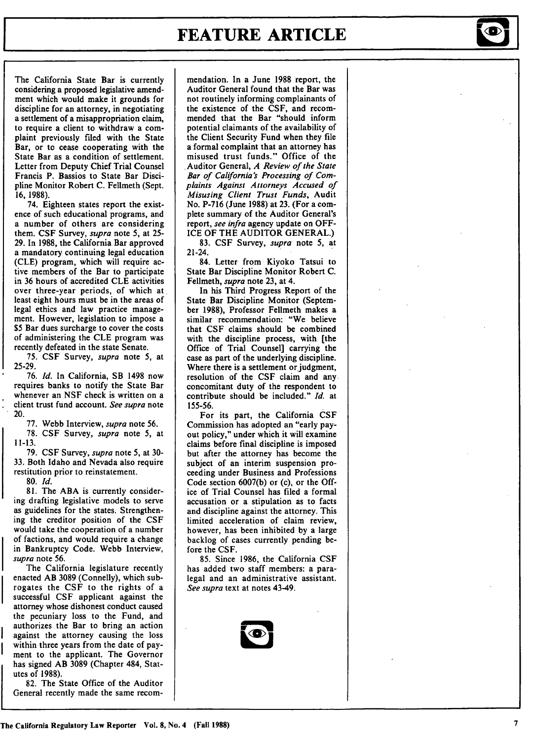# FEATURE ARTICLE

The California State Bar is currently considering a proposed legislative amendment which would make it grounds for discipline for an attorney, in negotiating a settlement of a misappropriation claim, to require a client to withdraw a complaint previously filed with the State Bar, or to cease cooperating with the State Bar as a condition of settlement. Letter from Deputy Chief Trial Counsel Francis P. Bassios to State Bar Discipline Monitor Robert C. Fellmeth (Sept. 16, 1988).

74. Eighteen states report the existence of such educational programs, and a number of others are considering them. CSF Survey, *supra* note 5, at 25-29. In 1988, the California Bar approved a mandatory continuing legal education (CLE) program, which will require active members of the Bar to participate in 36 hours of accredited CLE activities over three-year periods, of which at least eight hours must be in the areas of legal ethics and law practice management. However, legislation to impose a $5 Bar dues surcharge to cover the costs of administering the CLE program was recently defeated in the state Senate.

75. CSF Survey, *supra* note 5, at 25-29.

76. *Id.* In California, SB 1498 now requires banks to notify the State Bar whenever an NSF check is written on a client trust fund account. *See supra* note 20.

77. Webb Interview, *supra* note 56.

78. CSF Survey, *supra* note 5, at 11-13.

79. CSF Survey, *supra* note 5, at 30-33. Both Idaho and Nevada also require restitution prior to reinstatement.

80. *Id.*

81. The ABA is currently considering drafting legislative models to serve as guidelines for the states. Strengthening the creditor position of the CSF would take the cooperation of a number of factions, and would require a change in Bankruptcy Code. Webb Interview, *supra* note 56.

The California legislature recently enacted AB 3089 (Connelly), which subrogates the CSF to the rights of a successful CSF applicant against the attorney whose dishonest conduct caused the pecuniary loss to the Fund, and authorizes the Bar to bring an action against the attorney causing the loss within three years from the date of payment to the applicant. The Governor has signed AB 3089 (Chapter 484, Statutes of 1988).

82. The State Office of the Auditor General recently made the same recommendation. In a June 1988 report, the Auditor General found that the Bar was not routinely informing complainants of the existence of the CSF, and recommended that the Bar "should inform potential claimants of the availability of the Client Security Fund when they file a formal complaint that an attorney has misused trust funds." Office of the Auditor General, *A Review of the State Bar of California's Processing of Complaints Against Attorneys Accused of Misusing Client Trust Funds*, Audit No. P-716 (June 1988) at 23. (For a complete summary of the Auditor General's report, *see infra* agency update on OFFICE OF THE AUDITOR GENERAL.)

83. CSF Survey, *supra* note 5, at 21-24.

84. Letter from Kiyoko Tatsui to State Bar Discipline Monitor Robert C. Fellmeth, *supra* note 23, at 4.

In his Third Progress Report of the State Bar Discipline Monitor (September 1988), Professor Fellmeth makes a similar recommendation: "We believe that CSF claims should be combined with the discipline process, with [the Office of Trial Counsel] carrying the case as part of the underlying discipline. Where there is a settlement or judgment, resolution of the CSF claim and any concomitant duty of the respondent to contribute should be included." *Id.* at 155-56.

For its part, the California CSF Commission has adopted an "early payout policy," under which it will examine claims before final discipline is imposed but after the attorney has become the subject of an interim suspension proceeding under Business and Professions Code section 6007(b) or (c), or the Office of Trial Counsel has filed a formal accusation or a stipulation as to facts and discipline against the attorney. This limited acceleration of claim review, however, has been inhibited by a large backlog of cases currently pending before the CSF.

85. Since 1986, the California CSF has added two staff members: a paralegal and an administrative assistant. *See supra* text at notes 43-49.